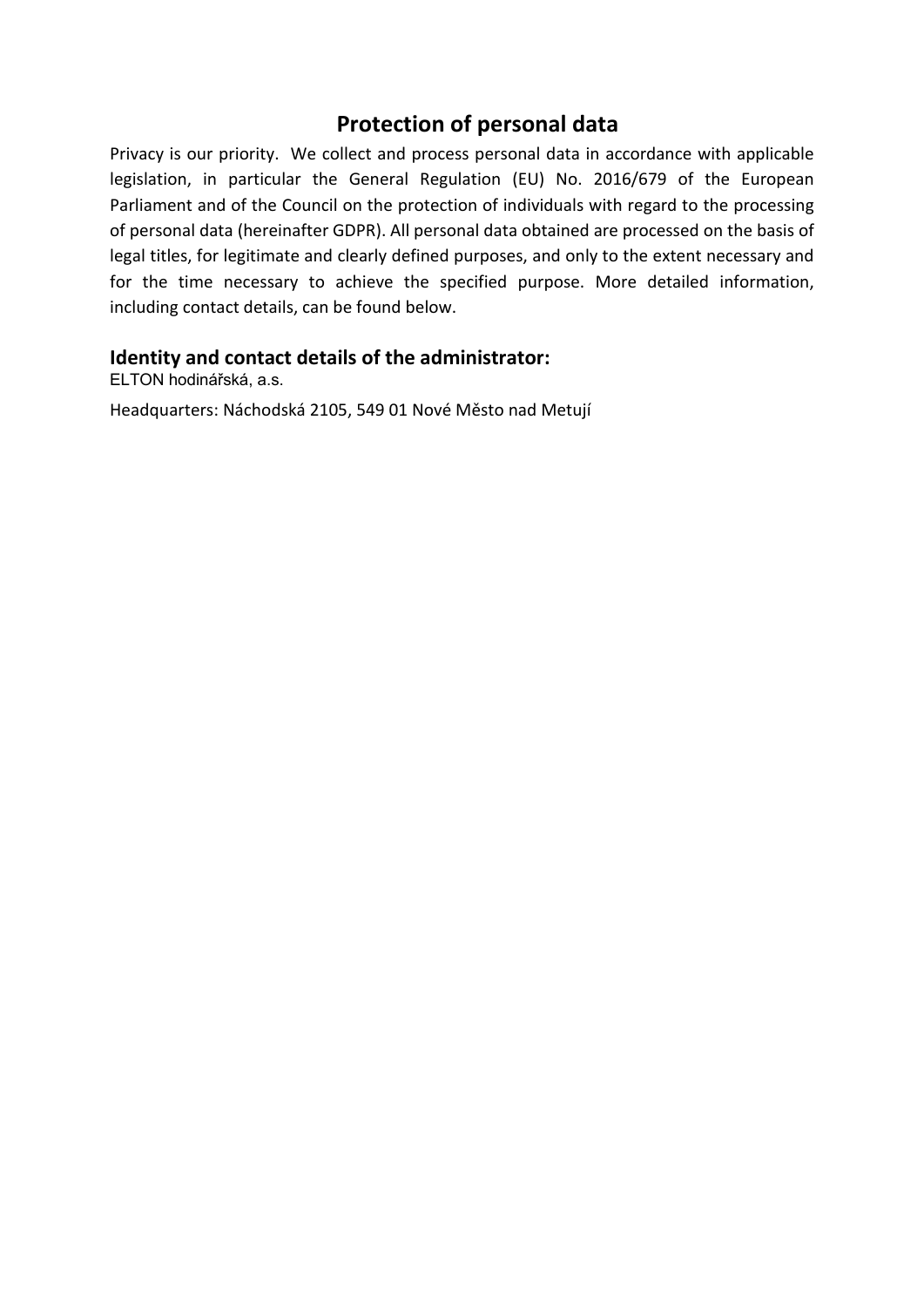# Protection of personal data

Privacy is our priority. We collect and process personal data in accordance with applicable legislation, in particular the General Regulation (EU) No. 2016/679 of the European Parliament and of the Council on the protection of individuals with regard to the processing of personal data (hereinafter GDPR). All personal data obtained are processed on the basis of legal titles, for legitimate and clearly defined purposes, and only to the extent necessary and for the time necessary to achieve the specified purpose. More detailed information, including contact details, can be found below.

## Identity and contact details of the administrator:

ELTON hodinářská, a.s.

Headquarters: Náchodská 2105, 549 01 Nové Město nad Metují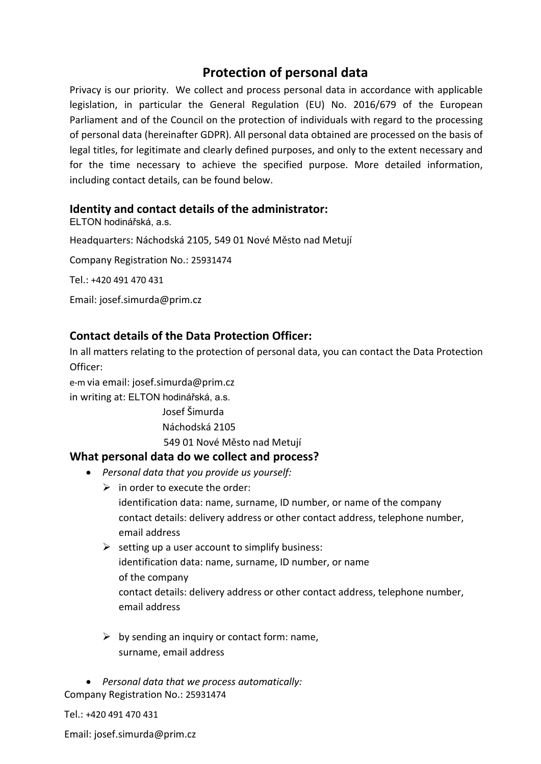## Protection of personal data

Privacy is our priority. We collect and process personal data in accordance with applicable legislation, in particular the General Regulation (EU) No. 2016/679 of the European Parliament and of the Council on the protection of individuals with regard to the processing of personal data (hereinafter GDPR). All personal data obtained are processed on the basis of legal titles, for legitimate and clearly defined purposes, and only to the extent necessary and for the time necessary to achieve the specified purpose. More detailed information, including contact details, can be found below.

### Identity and contact details of the administrator:

ELTON hodinářská, a.s.

Headquarters: Náchodská 2105, 549 01 Nové Město nad Metují

Company Registration No.: 25931474

Tel.: +420 491 470 431

Email: josef.simurda@prim.cz

### Contact details of the Data Protection Officer:

In all matters relating to the protection of personal data, you can contact the Data Protection Officer:

e-m via email: josef.simurda@prim.cz

in writing at: ELTON hodinářská, a.s.
Josef Šimurda
Náchodská 2105
549 01 Nové Město nad Metují

### What personal data do we collect and process?

- *Personal data that you provide us yourself:*
  - in order to execute the order:
    identification data: name, surname, ID number, or name of the company
    contact details: delivery address or other contact address, telephone number, email address
  - setting up a user account to simplify business:
    identification data: name, surname, ID number, or name of the company
    contact details: delivery address or other contact address, telephone number, email address
  - by sending an inquiry or contact form: name, surname, email address
- *Personal data that we process automatically:*

Company Registration No.: 25931474

Tel.: +420 491 470 431

Email: josef.simurda@prim.cz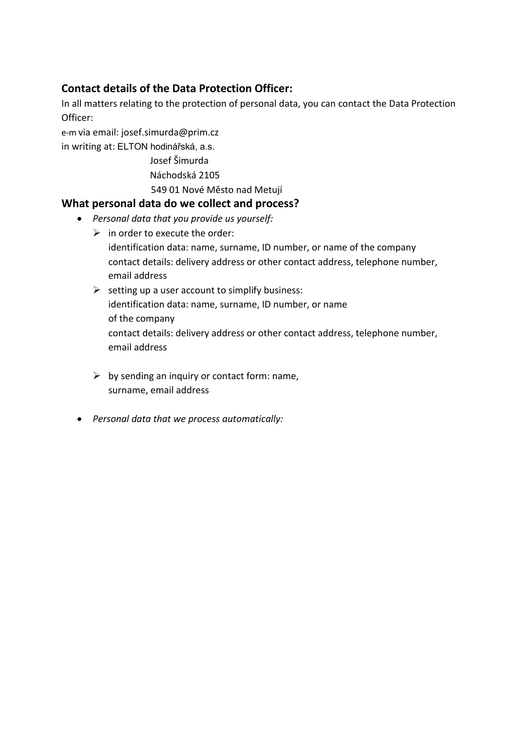## Contact details of the Data Protection Officer:

In all matters relating to the protection of personal data, you can contact the Data Protection Officer:

e-m via email: josef.simurda@prim.cz

in writing at: ELTON hodinářská, a.s.

Josef Šimurda

Náchodská 2105

549 01 Nové Město nad Metují

## What personal data do we collect and process?

- *Personal data that you provide us yourself:*
  - in order to execute the order:
    identification data: name, surname, ID number, or name of the company
    contact details: delivery address or other contact address, telephone number, email address
  - setting up a user account to simplify business:
    identification data: name, surname, ID number, or name of the company
    contact details: delivery address or other contact address, telephone number, email address
  - by sending an inquiry or contact form: name, surname, email address
- *Personal data that we process automatically:*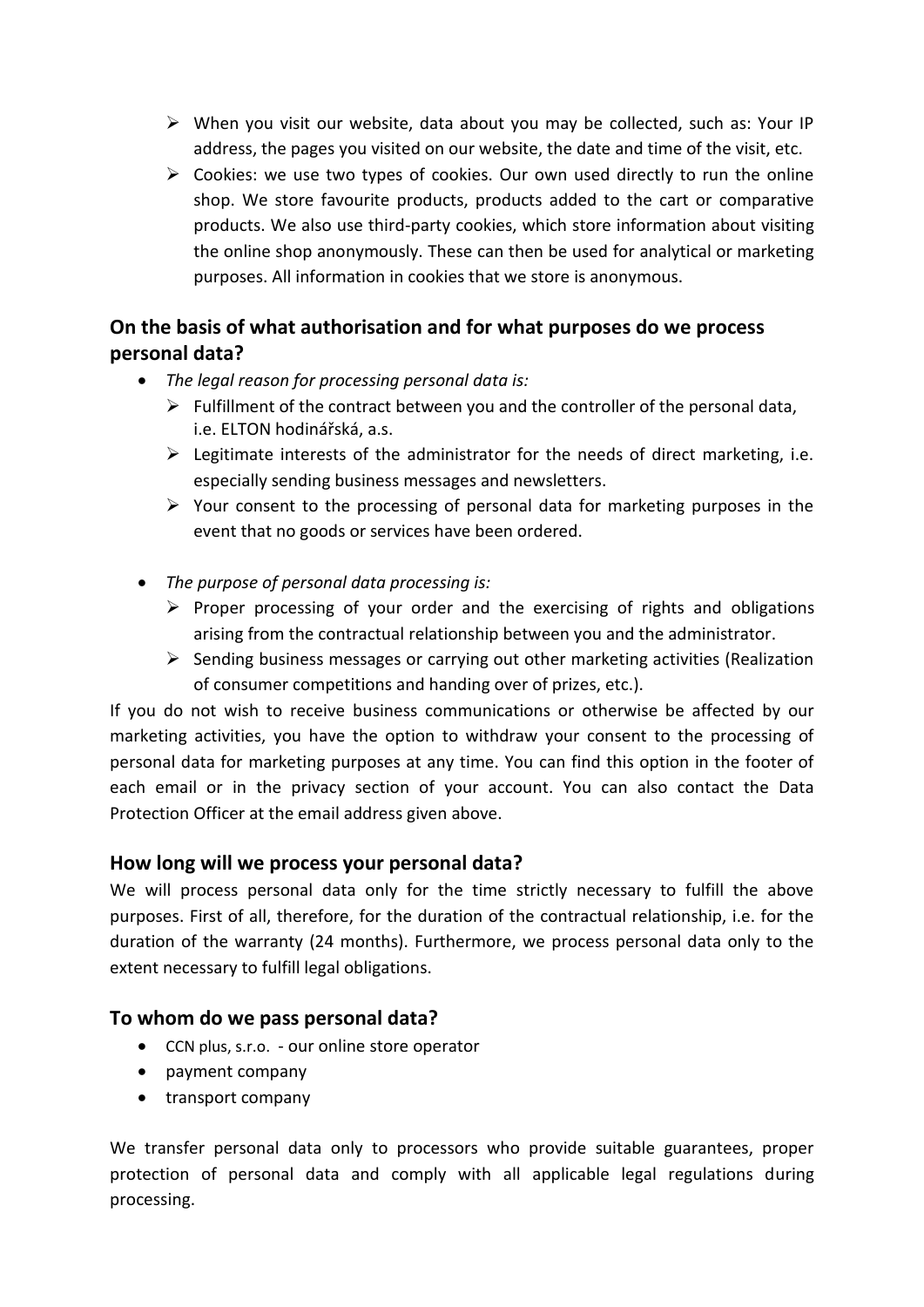- When you visit our website, data about you may be collected, such as: Your IP address, the pages you visited on our website, the date and time of the visit, etc.
- Cookies: we use two types of cookies. Our own used directly to run the online shop. We store favourite products, products added to the cart or comparative products. We also use third-party cookies, which store information about visiting the online shop anonymously. These can then be used for analytical or marketing purposes. All information in cookies that we store is anonymous.

## On the basis of what authorisation and for what purposes do we process personal data?

- *The legal reason for processing personal data is:*
  - Fulfillment of the contract between you and the controller of the personal data, i.e. ELTON hodinářská, a.s.
  - Legitimate interests of the administrator for the needs of direct marketing, i.e. especially sending business messages and newsletters.
  - Your consent to the processing of personal data for marketing purposes in the event that no goods or services have been ordered.

- *The purpose of personal data processing is:*
  - Proper processing of your order and the exercising of rights and obligations arising from the contractual relationship between you and the administrator.
  - Sending business messages or carrying out other marketing activities (Realization of consumer competitions and handing over of prizes, etc.).

If you do not wish to receive business communications or otherwise be affected by our marketing activities, you have the option to withdraw your consent to the processing of personal data for marketing purposes at any time. You can find this option in the footer of each email or in the privacy section of your account. You can also contact the Data Protection Officer at the email address given above.

## How long will we process your personal data?

We will process personal data only for the time strictly necessary to fulfill the above purposes. First of all, therefore, for the duration of the contractual relationship, i.e. for the duration of the warranty (24 months). Furthermore, we process personal data only to the extent necessary to fulfill legal obligations.

## To whom do we pass personal data?

- CCN plus, s.r.o. - our online store operator
- payment company
- transport company

We transfer personal data only to processors who provide suitable guarantees, proper protection of personal data and comply with all applicable legal regulations during processing.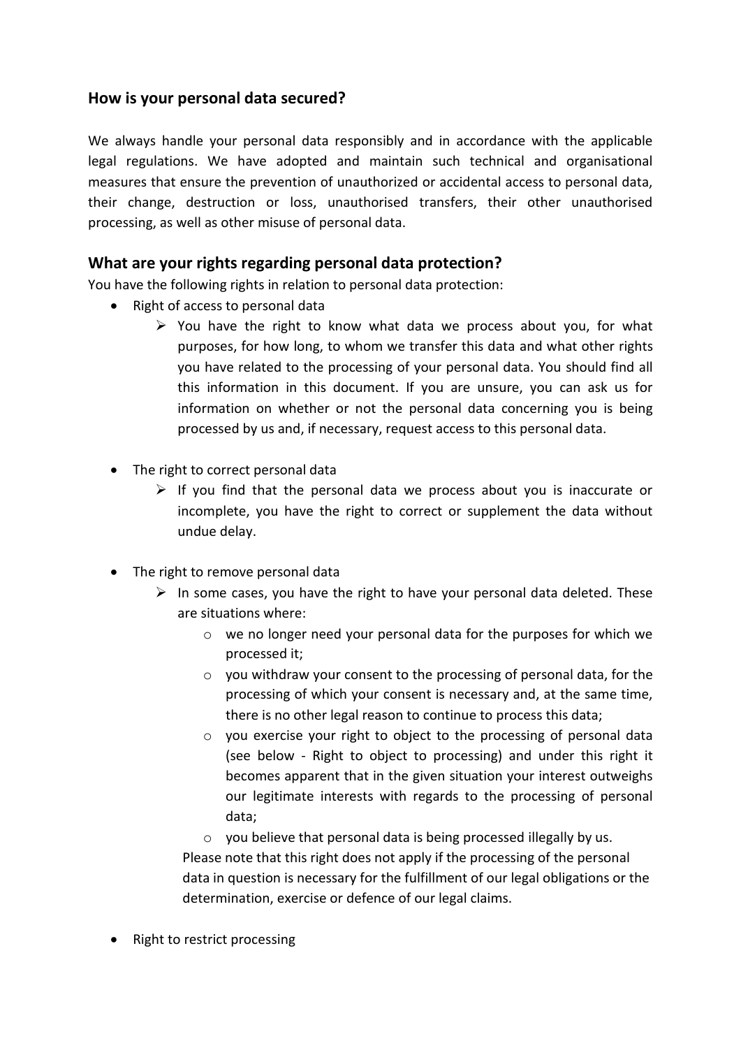## How is your personal data secured?

We always handle your personal data responsibly and in accordance with the applicable legal regulations. We have adopted and maintain such technical and organisational measures that ensure the prevention of unauthorized or accidental access to personal data, their change, destruction or loss, unauthorised transfers, their other unauthorised processing, as well as other misuse of personal data.

## What are your rights regarding personal data protection?

You have the following rights in relation to personal data protection:

- Right of access to personal data
  - You have the right to know what data we process about you, for what purposes, for how long, to whom we transfer this data and what other rights you have related to the processing of your personal data. You should find all this information in this document. If you are unsure, you can ask us for information on whether or not the personal data concerning you is being processed by us and, if necessary, request access to this personal data.

- The right to correct personal data
  - If you find that the personal data we process about you is inaccurate or incomplete, you have the right to correct or supplement the data without undue delay.

- The right to remove personal data
  - In some cases, you have the right to have your personal data deleted. These are situations where:
    - we no longer need your personal data for the purposes for which we processed it;
    - you withdraw your consent to the processing of personal data, for the processing of which your consent is necessary and, at the same time, there is no other legal reason to continue to process this data;
    - you exercise your right to object to the processing of personal data (see below - Right to object to processing) and under this right it becomes apparent that in the given situation your interest outweighs our legitimate interests with regards to the processing of personal data;
    - you believe that personal data is being processed illegally by us.

    Please note that this right does not apply if the processing of the personal data in question is necessary for the fulfillment of our legal obligations or the determination, exercise or defence of our legal claims.

- Right to restrict processing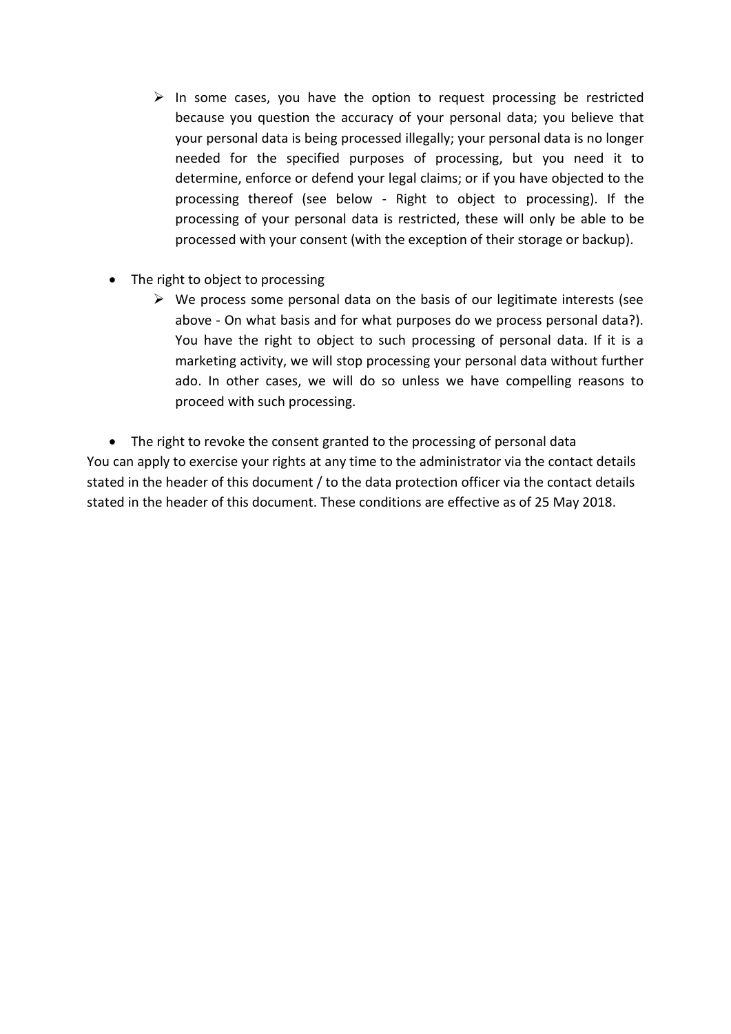- In some cases, you have the option to request processing be restricted because you question the accuracy of your personal data; you believe that your personal data is being processed illegally; your personal data is no longer needed for the specified purposes of processing, but you need it to determine, enforce or defend your legal claims; or if you have objected to the processing thereof (see below - Right to object to processing). If the processing of your personal data is restricted, these will only be able to be processed with your consent (with the exception of their storage or backup).

- The right to object to processing
  - We process some personal data on the basis of our legitimate interests (see above - On what basis and for what purposes do we process personal data?). You have the right to object to such processing of personal data. If it is a marketing activity, we will stop processing your personal data without further ado. In other cases, we will do so unless we have compelling reasons to proceed with such processing.

- The right to revoke the consent granted to the processing of personal data

You can apply to exercise your rights at any time to the administrator via the contact details stated in the header of this document / to the data protection officer via the contact details stated in the header of this document. These conditions are effective as of 25 May 2018.